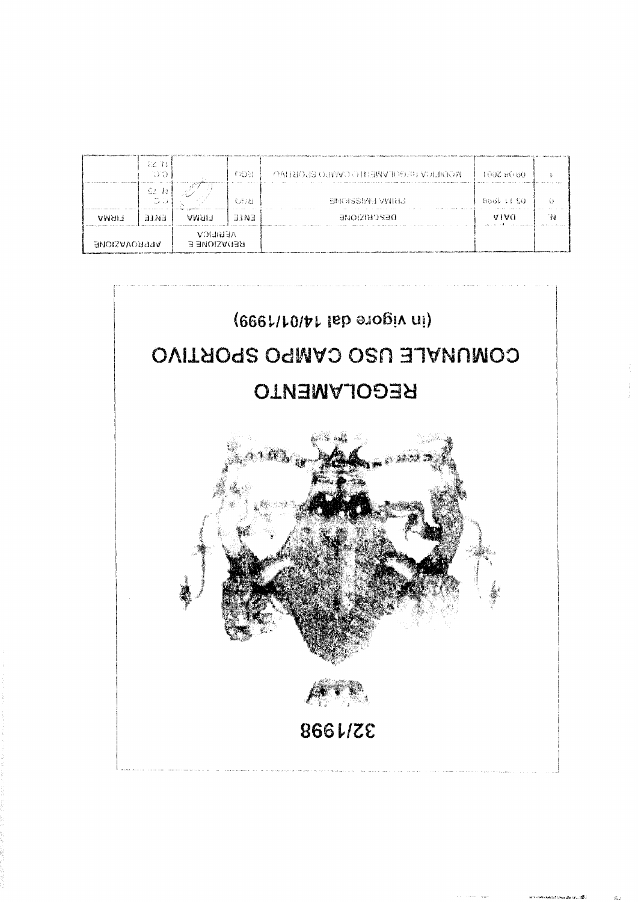| N. | DATA | DESCRIZIONE | REDAZIONE E VERIFICA | | APPROVAZIONE | |
|---|---|---|---|---|---|---|
| | | | ENTE | FIRMA | ENTE | FIRMA |
| 0 | 05 11 1998 | PRIMA EMISSIONE | RSG | | C.C. N. 32 | |
| 1 | 09 08 2001 | MODIFICA REGOLAMENTO CAMPO SPORTIVO | ECO | | C.C. N. 23 | |

# REGOLAMENTO

## COMUNALE USO CAMPO SPORTIVO

(in vigore dal 14/01/1999)

32/1998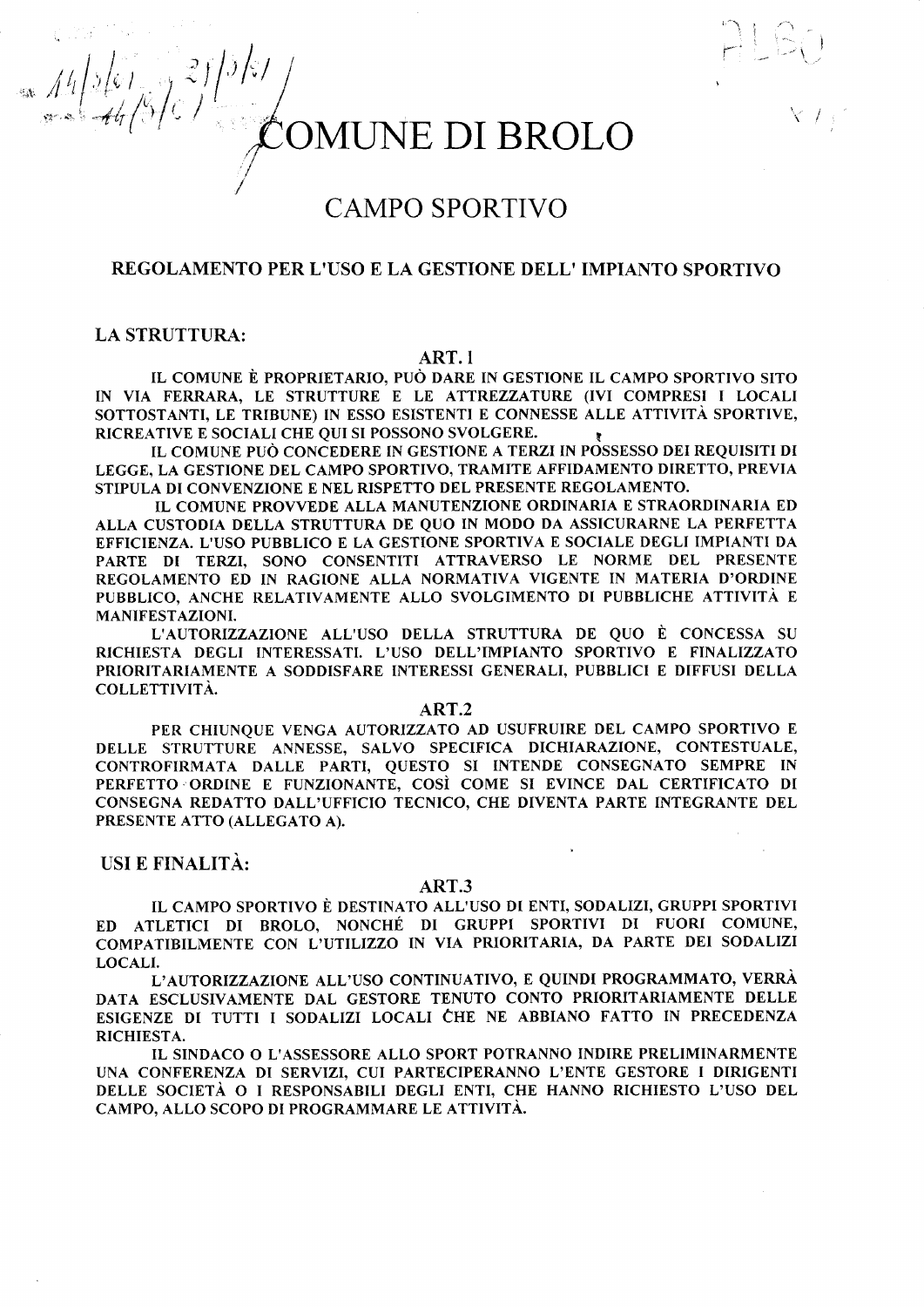# COMUNE DI BROLO

## CAMPO SPORTIVO

### REGOLAMENTO PER L'USO E LA GESTIONE DELL' IMPIANTO SPORTIVO

**LA STRUTTURA:**

**ART. 1**

IL COMUNE È PROPRIETARIO, PUÒ DARE IN GESTIONE IL CAMPO SPORTIVO SITO IN VIA FERRARA, LE STRUTTURE E LE ATTREZZATURE (IVI COMPRESI I LOCALI SOTTOSTANTI, LE TRIBUNE) IN ESSO ESISTENTI E CONNESSE ALLE ATTIVITÀ SPORTIVE, RICREATIVE E SOCIALI CHE QUI SI POSSONO SVOLGERE.

IL COMUNE PUÒ CONCEDERE IN GESTIONE A TERZI IN POSSESSO DEI REQUISITI DI LEGGE, LA GESTIONE DEL CAMPO SPORTIVO, TRAMITE AFFIDAMENTO DIRETTO, PREVIA STIPULA DI CONVENZIONE E NEL RISPETTO DEL PRESENTE REGOLAMENTO.

IL COMUNE PROVVEDE ALLA MANUTENZIONE ORDINARIA E STRAORDINARIA ED ALLA CUSTODIA DELLA STRUTTURA DE QUO IN MODO DA ASSICURARNE LA PERFETTA EFFICIENZA. L'USO PUBBLICO E LA GESTIONE SPORTIVA E SOCIALE DEGLI IMPIANTI DA PARTE DI TERZI, SONO CONSENTITI ATTRAVERSO LE NORME DEL PRESENTE REGOLAMENTO ED IN RAGIONE ALLA NORMATIVA VIGENTE IN MATERIA D'ORDINE PUBBLICO, ANCHE RELATIVAMENTE ALLO SVOLGIMENTO DI PUBBLICHE ATTIVITÀ E MANIFESTAZIONI.

L'AUTORIZZAZIONE ALL'USO DELLA STRUTTURA DE QUO È CONCESSA SU RICHIESTA DEGLI INTERESSATI. L'USO DELL'IMPIANTO SPORTIVO E FINALIZZATO PRIORITARIAMENTE A SODDISFARE INTERESSI GENERALI, PUBBLICI E DIFFUSI DELLA COLLETTIVITÀ.

**ART.2**

PER CHIUNQUE VENGA AUTORIZZATO AD USUFRUIRE DEL CAMPO SPORTIVO E DELLE STRUTTURE ANNESSE, SALVO SPECIFICA DICHIARAZIONE, CONTESTUALE, CONTROFIRMATA DALLE PARTI, QUESTO SI INTENDE CONSEGNATO SEMPRE IN PERFETTO ORDINE E FUNZIONANTE, COSÌ COME SI EVINCE DAL CERTIFICATO DI CONSEGNA REDATTO DALL'UFFICIO TECNICO, CHE DIVENTA PARTE INTEGRANTE DEL PRESENTE ATTO (ALLEGATO A).

**USI E FINALITÀ:**

**ART.3**

IL CAMPO SPORTIVO È DESTINATO ALL'USO DI ENTI, SODALIZI, GRUPPI SPORTIVI ED ATLETICI DI BROLO, NONCHÉ DI GRUPPI SPORTIVI DI FUORI COMUNE, COMPATIBILMENTE CON L'UTILIZZO IN VIA PRIORITARIA, DA PARTE DEI SODALIZI LOCALI.

L'AUTORIZZAZIONE ALL'USO CONTINUATIVO, E QUINDI PROGRAMMATO, VERRÀ DATA ESCLUSIVAMENTE DAL GESTORE TENUTO CONTO PRIORITARIAMENTE DELLE ESIGENZE DI TUTTI I SODALIZI LOCALI CHE NE ABBIANO FATTO IN PRECEDENZA RICHIESTA.

IL SINDACO O L'ASSESSORE ALLO SPORT POTRANNO INDIRE PRELIMINARMENTE UNA CONFERENZA DI SERVIZI, CUI PARTECIPERANNO L'ENTE GESTORE I DIRIGENTI DELLE SOCIETÀ O I RESPONSABILI DEGLI ENTI, CHE HANNO RICHIESTO L'USO DEL CAMPO, ALLO SCOPO DI PROGRAMMARE LE ATTIVITÀ.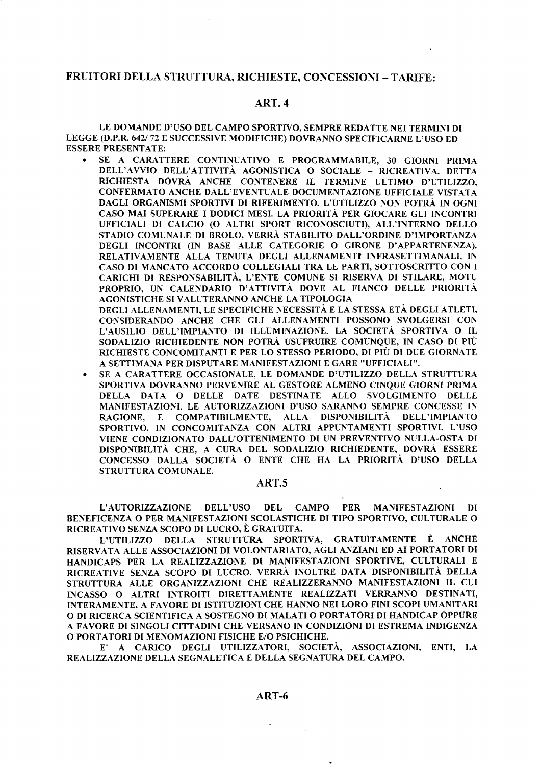## FRUITORI DELLA STRUTTURA, RICHIESTE, CONCESSIONI – TARIFE:

### ART. 4

LE DOMANDE D'USO DEL CAMPO SPORTIVO, SEMPRE REDATTE NEI TERMINI DI LEGGE (D.P.R. 642/ 72 E SUCCESSIVE MODIFICHE) DOVRANNO SPECIFICARNE L'USO ED ESSERE PRESENTATE:

- SE A CARATTERE CONTINUATIVO E PROGRAMMABILE, 30 GIORNI PRIMA DELL'AVVIO DELL'ATTIVITÀ AGONISTICA O SOCIALE – RICREATIVA. DETTA RICHIESTA DOVRÀ ANCHE CONTENERE IL TERMINE ULTIMO D'UTILIZZO, CONFERMATO ANCHE DALL'EVENTUALE DOCUMENTAZIONE UFFICIALE VISTATA DAGLI ORGANISMI SPORTIVI DI RIFERIMENTO. L'UTILIZZO NON POTRÀ IN OGNI CASO MAI SUPERARE I DODICI MESI. LA PRIORITÀ PER GIOCARE GLI INCONTRI UFFICIALI DI CALCIO (O ALTRI SPORT RICONOSCIUTI), ALL'INTERNO DELLO STADIO COMUNALE DI BROLO, VERRÀ STABILITO DALL'ORDINE D'IMPORTANZA DEGLI INCONTRI (IN BASE ALLE CATEGORIE O GIRONE D'APPARTENENZA). RELATIVAMENTE ALLA TENUTA DEGLI ALLENAMENTI INFRASETTIMANALI, IN CASO DI MANCATO ACCORDO COLLEGIALI TRA LE PARTI, SOTTOSCRITTO CON I CARICHI DI RESPONSABILITÀ, L'ENTE COMUNE SI RISERVA DI STILARE, MOTU PROPRIO, UN CALENDARIO D'ATTIVITÀ DOVE AL FIANCO DELLE PRIORITÀ AGONISTICHE SI VALUTERANNO ANCHE LA TIPOLOGIA DEGLI ALLENAMENTI, LE SPECIFICHE NECESSITÀ E LA STESSA ETÀ DEGLI ATLETI, CONSIDERANDO ANCHE CHE GLI ALLENAMENTI POSSONO SVOLGERSI CON L'AUSILIO DELL'IMPIANTO DI ILLUMINAZIONE. LA SOCIETÀ SPORTIVA O IL SODALIZIO RICHIEDENTE NON POTRÀ USUFRUIRE COMUNQUE, IN CASO DI PIÙ RICHIESTE CONCOMITANTI E PER LO STESSO PERIODO, DI PIÙ DI DUE GIORNATE A SETTIMANA PER DISPUTARE MANIFESTAZIONI E GARE "UFFICIALI".
- SE A CARATTERE OCCASIONALE, LE DOMANDE D'UTILIZZO DELLA STRUTTURA SPORTIVA DOVRANNO PERVENIRE AL GESTORE ALMENO CINQUE GIORNI PRIMA DELLA DATA O DELLE DATE DESTINATE ALLO SVOLGIMENTO DELLE MANIFESTAZIONI. LE AUTORIZZAZIONI D'USO SARANNO SEMPRE CONCESSE IN RAGIONE, E COMPATIBILMENTE, ALLA DISPONIBILITÀ DELL'IMPIANTO SPORTIVO. IN CONCOMITANZA CON ALTRI APPUNTAMENTI SPORTIVI. L'USO VIENE CONDIZIONATO DALL'OTTENIMENTO DI UN PREVENTIVO NULLA-OSTA DI DISPONIBILITÀ CHE, A CURA DEL SODALIZIO RICHIEDENTE, DOVRÀ ESSERE CONCESSO DALLA SOCIETÀ O ENTE CHE HA LA PRIORITÀ D'USO DELLA STRUTTURA COMUNALE.

### ART.5

L'AUTORIZZAZIONE DELL'USO DEL CAMPO PER MANIFESTAZIONI DI BENEFICENZA O PER MANIFESTAZIONI SCOLASTICHE DI TIPO SPORTIVO, CULTURALE O RICREATIVO SENZA SCOPO DI LUCRO, È GRATUITA.

L'UTILIZZO DELLA STRUTTURA SPORTIVA, GRATUITAMENTE È ANCHE RISERVATA ALLE ASSOCIAZIONI DI VOLONTARIATO, AGLI ANZIANI ED AI PORTATORI DI HANDICAPS PER LA REALIZZAZIONE DI MANIFESTAZIONI SPORTIVE, CULTURALI E RICREATIVE SENZA SCOPO DI LUCRO. VERRÀ INOLTRE DATA DISPONIBILITÀ DELLA STRUTTURA ALLE ORGANIZZAZIONI CHE REALIZZERANNO MANIFESTAZIONI IL CUI INCASSO O ALTRI INTROITI DIRETTAMENTE REALIZZATI VERRANNO DESTINATI, INTERAMENTE, A FAVORE DI ISTITUZIONI CHE HANNO NEI LORO FINI SCOPI UMANITARI O DI RICERCA SCIENTIFICA A SOSTEGNO DI MALATI O PORTATORI DI HANDICAP OPPURE A FAVORE DI SINGOLI CITTADINI CHE VERSANO IN CONDIZIONI DI ESTREMA INDIGENZA O PORTATORI DI MENOMAZIONI FISICHE E/O PSICHICHE.

E' A CARICO DEGLI UTILIZZATORI, SOCIETÀ, ASSOCIAZIONI, ENTI, LA REALIZZAZIONE DELLA SEGNALETICA E DELLA SEGNATURA DEL CAMPO.

### ART-6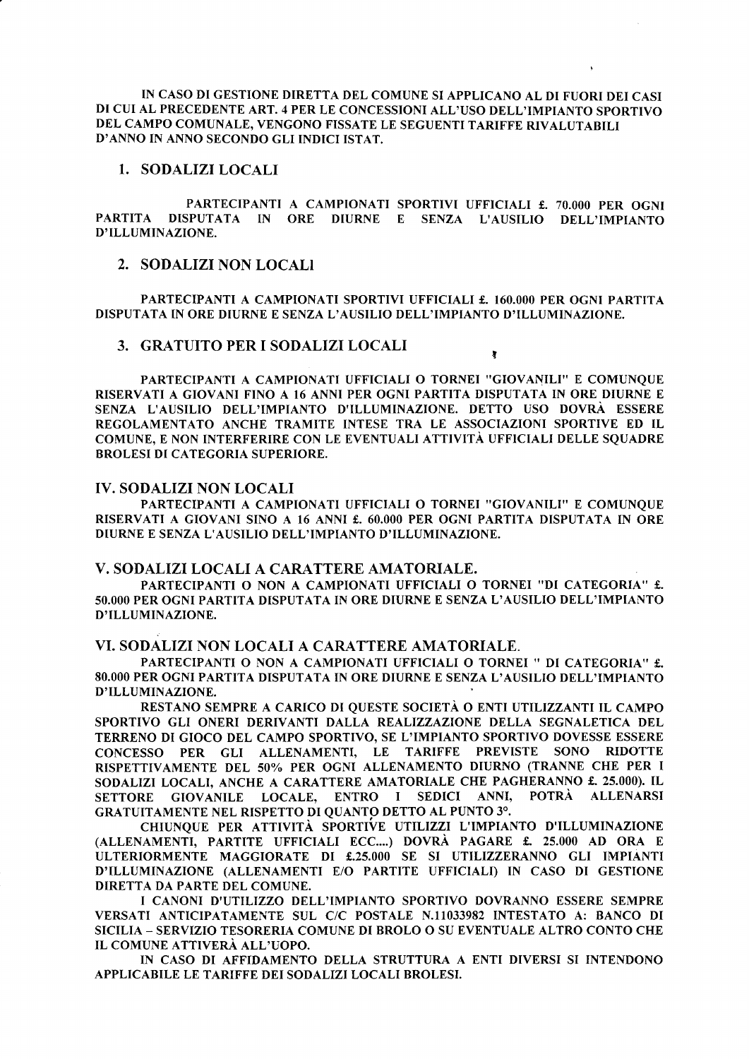IN CASO DI GESTIONE DIRETTA DEL COMUNE SI APPLICANO AL DI FUORI DEI CASI DI CUI AL PRECEDENTE ART. 4 PER LE CONCESSIONI ALL'USO DELL'IMPIANTO SPORTIVO DEL CAMPO COMUNALE, VENGONO FISSATE LE SEGUENTI TARIFFE RIVALUTABILI D'ANNO IN ANNO SECONDO GLI INDICI ISTAT.

## 1. SODALIZI LOCALI

PARTECIPANTI A CAMPIONATI SPORTIVI UFFICIALI £. 70.000 PER OGNI PARTITA DISPUTATA IN ORE DIURNE E SENZA L'AUSILIO DELL'IMPIANTO D'ILLUMINAZIONE.

## 2. SODALIZI NON LOCALI

PARTECIPANTI A CAMPIONATI SPORTIVI UFFICIALI £. 160.000 PER OGNI PARTITA DISPUTATA IN ORE DIURNE E SENZA L'AUSILIO DELL'IMPIANTO D'ILLUMINAZIONE.

## 3. GRATUITO PER I SODALIZI LOCALI

PARTECIPANTI A CAMPIONATI UFFICIALI O TORNEI "GIOVANILI" E COMUNQUE RISERVATI A GIOVANI FINO A 16 ANNI PER OGNI PARTITA DISPUTATA IN ORE DIURNE E SENZA L'AUSILIO DELL'IMPIANTO D'ILLUMINAZIONE. DETTO USO DOVRÀ ESSERE REGOLAMENTATO ANCHE TRAMITE INTESE TRA LE ASSOCIAZIONI SPORTIVE ED IL COMUNE, E NON INTERFERIRE CON LE EVENTUALI ATTIVITÀ UFFICIALI DELLE SQUADRE BROLESI DI CATEGORIA SUPERIORE.

## IV. SODALIZI NON LOCALI

PARTECIPANTI A CAMPIONATI UFFICIALI O TORNEI "GIOVANILI" E COMUNQUE RISERVATI A GIOVANI SINO A 16 ANNI £. 60.000 PER OGNI PARTITA DISPUTATA IN ORE DIURNE E SENZA L'AUSILIO DELL'IMPIANTO D'ILLUMINAZIONE.

## V. SODALIZI LOCALI A CARATTERE AMATORIALE.

PARTECIPANTI O NON A CAMPIONATI UFFICIALI O TORNEI "DI CATEGORIA" £. 50.000 PER OGNI PARTITA DISPUTATA IN ORE DIURNE E SENZA L'AUSILIO DELL'IMPIANTO D'ILLUMINAZIONE.

## VI. SODALIZI NON LOCALI A CARATTERE AMATORIALE.

PARTECIPANTI O NON A CAMPIONATI UFFICIALI O TORNEI " DI CATEGORIA" £. 80.000 PER OGNI PARTITA DISPUTATA IN ORE DIURNE E SENZA L'AUSILIO DELL'IMPIANTO D'ILLUMINAZIONE.

RESTANO SEMPRE A CARICO DI QUESTE SOCIETÀ O ENTI UTILIZZANTI IL CAMPO SPORTIVO GLI ONERI DERIVANTI DALLA REALIZZAZIONE DELLA SEGNALETICA DEL TERRENO DI GIOCO DEL CAMPO SPORTIVO, SE L'IMPIANTO SPORTIVO DOVESSE ESSERE CONCESSO PER GLI ALLENAMENTI, LE TARIFFE PREVISTE SONO RIDOTTE RISPETTIVAMENTE DEL 50% PER OGNI ALLENAMENTO DIURNO (TRANNE CHE PER I SODALIZI LOCALI, ANCHE A CARATTERE AMATORIALE CHE PAGHERANNO £. 25.000). IL SETTORE GIOVANILE LOCALE, ENTRO I SEDICI ANNI, POTRÀ ALLENARSI GRATUITAMENTE NEL RISPETTO DI QUANTO DETTO AL PUNTO 3°.

CHIUNQUE PER ATTIVITÀ SPORTIVE UTILIZZI L'IMPIANTO D'ILLUMINAZIONE (ALLENAMENTI, PARTITE UFFICIALI ECC....) DOVRÀ PAGARE £. 25.000 AD ORA E ULTERIORMENTE MAGGIORATE DI £.25.000 SE SI UTILIZZERANNO GLI IMPIANTI D'ILLUMINAZIONE (ALLENAMENTI E/O PARTITE UFFICIALI) IN CASO DI GESTIONE DIRETTA DA PARTE DEL COMUNE.

I CANONI D'UTILIZZO DELL'IMPIANTO SPORTIVO DOVRANNO ESSERE SEMPRE VERSATI ANTICIPATAMENTE SUL C/C POSTALE N.11033982 INTESTATO A: BANCO DI SICILIA – SERVIZIO TESORERIA COMUNE DI BROLO O SU EVENTUALE ALTRO CONTO CHE IL COMUNE ATTIVERÀ ALL'UOPO.

IN CASO DI AFFIDAMENTO DELLA STRUTTURA A ENTI DIVERSI SI INTENDONO APPLICABILE LE TARIFFE DEI SODALIZI LOCALI BROLESI.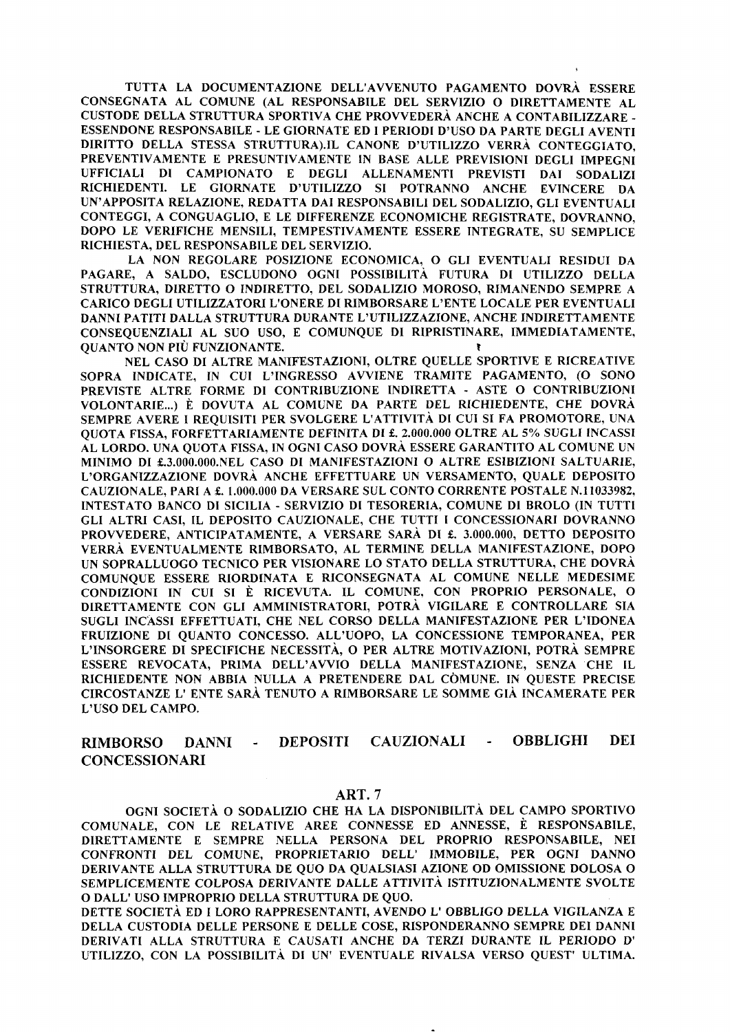TUTTA LA DOCUMENTAZIONE DELL'AVVENUTO PAGAMENTO DOVRÀ ESSERE CONSEGNATA AL COMUNE (AL RESPONSABILE DEL SERVIZIO O DIRETTAMENTE AL CUSTODE DELLA STRUTTURA SPORTIVA CHE PROVVEDERÀ ANCHE A CONTABILIZZARE - ESSENDONE RESPONSABILE - LE GIORNATE ED I PERIODI D'USO DA PARTE DEGLI AVENTI DIRITTO DELLA STESSA STRUTTURA).IL CANONE D'UTILIZZO VERRÀ CONTEGGIATO, PREVENTIVAMENTE E PRESUNTIVAMENTE IN BASE ALLE PREVISIONI DEGLI IMPEGNI UFFICIALI DI CAMPIONATO E DEGLI ALLENAMENTI PREVISTI DAI SODALIZI RICHIEDENTI. LE GIORNATE D'UTILIZZO SI POTRANNO ANCHE EVINCERE DA UN'APPOSITA RELAZIONE, REDATTA DAI RESPONSABILI DEL SODALIZIO, GLI EVENTUALI CONTEGGI, A CONGUAGLIO, E LE DIFFERENZE ECONOMICHE REGISTRATE, DOVRANNO, DOPO LE VERIFICHE MENSILI, TEMPESTIVAMENTE ESSERE INTEGRATE, SU SEMPLICE RICHIESTA, DEL RESPONSABILE DEL SERVIZIO.

LA NON REGOLARE POSIZIONE ECONOMICA, O GLI EVENTUALI RESIDUI DA PAGARE, A SALDO, ESCLUDONO OGNI POSSIBILITÀ FUTURA DI UTILIZZO DELLA STRUTTURA, DIRETTO O INDIRETTO, DEL SODALIZIO MOROSO, RIMANENDO SEMPRE A CARICO DEGLI UTILIZZATORI L'ONERE DI RIMBORSARE L'ENTE LOCALE PER EVENTUALI DANNI PATITI DALLA STRUTTURA DURANTE L'UTILIZZAZIONE, ANCHE INDIRETTAMENTE CONSEQUENZIALI AL SUO USO, E COMUNQUE DI RIPRISTINARE, IMMEDIATAMENTE, QUANTO NON PIÙ FUNZIONANTE.

NEL CASO DI ALTRE MANIFESTAZIONI, OLTRE QUELLE SPORTIVE E RICREATIVE SOPRA INDICATE, IN CUI L'INGRESSO AVVIENE TRAMITE PAGAMENTO, (O SONO PREVISTE ALTRE FORME DI CONTRIBUZIONE INDIRETTA - ASTE O CONTRIBUZIONI VOLONTARIE...) È DOVUTA AL COMUNE DA PARTE DEL RICHIEDENTE, CHE DOVRÀ SEMPRE AVERE I REQUISITI PER SVOLGERE L'ATTIVITÀ DI CUI SI FA PROMOTORE, UNA QUOTA FISSA, FORFETTARIAMENTE DEFINITA DI £. 2.000.000 OLTRE AL 5% SUGLI INCASSI AL LORDO. UNA QUOTA FISSA, IN OGNI CASO DOVRÀ ESSERE GARANTITO AL COMUNE UN MINIMO DI £.3.000.000.NEL CASO DI MANIFESTAZIONI O ALTRE ESIBIZIONI SALTUARIE, L'ORGANIZZAZIONE DOVRÀ ANCHE EFFETTUARE UN VERSAMENTO, QUALE DEPOSITO CAUZIONALE, PARI A £. 1.000.000 DA VERSARE SUL CONTO CORRENTE POSTALE N.11033982, INTESTATO BANCO DI SICILIA - SERVIZIO DI TESORERIA, COMUNE DI BROLO (IN TUTTI GLI ALTRI CASI, IL DEPOSITO CAUZIONALE, CHE TUTTI I CONCESSIONARI DOVRANNO PROVVEDERE, ANTICIPATAMENTE, A VERSARE SARÀ DI £. 3.000.000, DETTO DEPOSITO VERRÀ EVENTUALMENTE RIMBORSATO, AL TERMINE DELLA MANIFESTAZIONE, DOPO UN SOPRALLUOGO TECNICO PER VISIONARE LO STATO DELLA STRUTTURA, CHE DOVRÀ COMUNQUE ESSERE RIORDINATA E RICONSEGNATA AL COMUNE NELLE MEDESIME CONDIZIONI IN CUI SI È RICEVUTA. IL COMUNE, CON PROPRIO PERSONALE, O DIRETTAMENTE CON GLI AMMINISTRATORI, POTRÀ VIGILARE E CONTROLLARE SIA SUGLI INCASSI EFFETTUATI, CHE NEL CORSO DELLA MANIFESTAZIONE PER L'IDONEA FRUIZIONE DI QUANTO CONCESSO. ALL'UOPO, LA CONCESSIONE TEMPORANEA, PER L'INSORGERE DI SPECIFICHE NECESSITÀ, O PER ALTRE MOTIVAZIONI, POTRÀ SEMPRE ESSERE REVOCATA, PRIMA DELL'AVVIO DELLA MANIFESTAZIONE, SENZA CHE IL RICHIEDENTE NON ABBIA NULLA A PRETENDERE DAL CÒMUNE. IN QUESTE PRECISE CIRCOSTANZE L' ENTE SARÀ TENUTO A RIMBORSARE LE SOMME GIÀ INCAMERATE PER L'USO DEL CAMPO.

## RIMBORSO DANNI - DEPOSITI CAUZIONALI - OBBLIGHI DEI CONCESSIONARI

### ART. 7

OGNI SOCIETÀ O SODALIZIO CHE HA LA DISPONIBILITÀ DEL CAMPO SPORTIVO COMUNALE, CON LE RELATIVE AREE CONNESSE ED ANNESSE, È RESPONSABILE, DIRETTAMENTE E SEMPRE NELLA PERSONA DEL PROPRIO RESPONSABILE, NEI CONFRONTI DEL COMUNE, PROPRIETARIO DELL' IMMOBILE, PER OGNI DANNO DERIVANTE ALLA STRUTTURA DE QUO DA QUALSIASI AZIONE OD OMISSIONE DOLOSA O SEMPLICEMENTE COLPOSA DERIVANTE DALLE ATTIVITÀ ISTITUZIONALMENTE SVOLTE O DALL' USO IMPROPRIO DELLA STRUTTURA DE QUO.

DETTE SOCIETÀ ED I LORO RAPPRESENTANTI, AVENDO L' OBBLIGO DELLA VIGILANZA E DELLA CUSTODIA DELLE PERSONE E DELLE COSE, RISPONDERANNO SEMPRE DEI DANNI DERIVATI ALLA STRUTTURA E CAUSATI ANCHE DA TERZI DURANTE IL PERIODO D' UTILIZZO, CON LA POSSIBILITÀ DI UN' EVENTUALE RIVALSA VERSO QUEST' ULTIMA.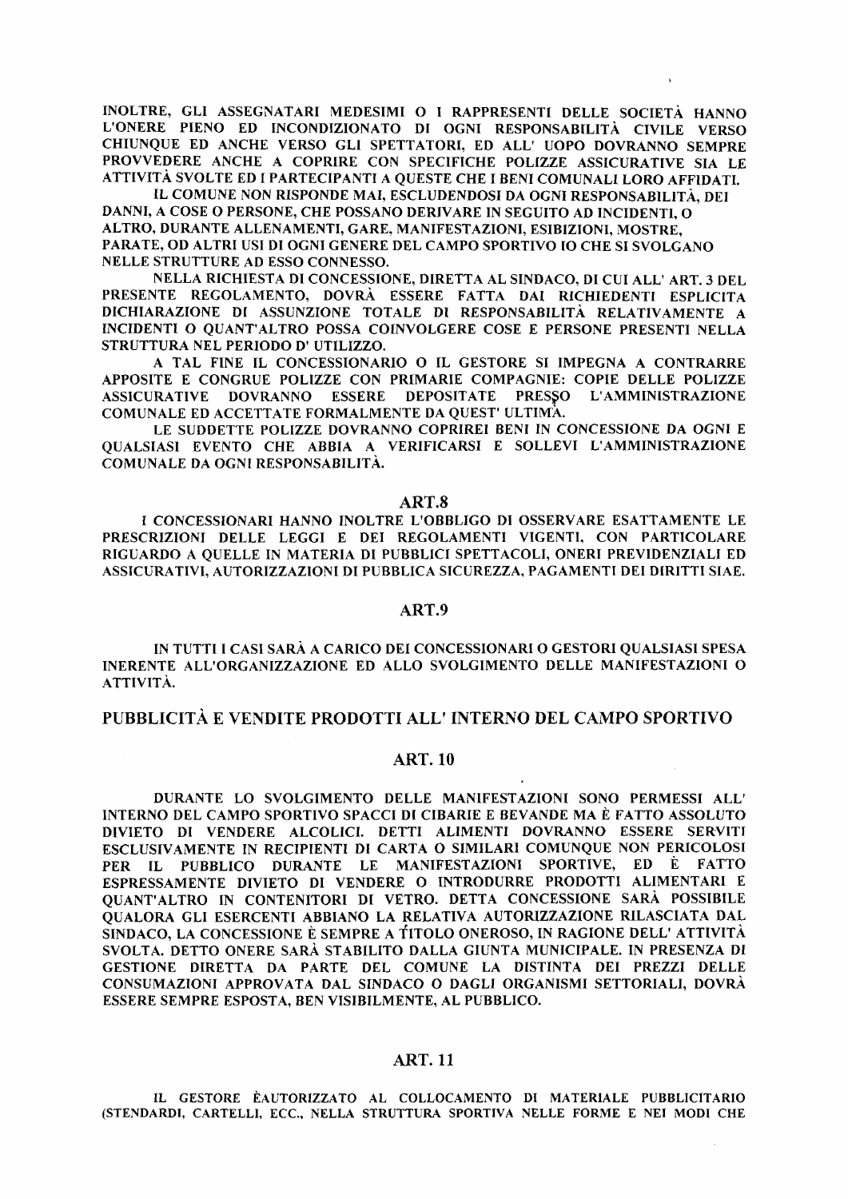INOLTRE, GLI ASSEGNATARI MEDESIMI O I RAPPRESENTI DELLE SOCIETÀ HANNO L'ONERE PIENO ED INCONDIZIONATO DI OGNI RESPONSABILITÀ CIVILE VERSO CHIUNQUE ED ANCHE VERSO GLI SPETTATORI, ED ALL' UOPO DOVRANNO SEMPRE PROVVEDERE ANCHE A COPRIRE CON SPECIFICHE POLIZZE ASSICURATIVE SIA LE ATTIVITÀ SVOLTE ED I PARTECIPANTI A QUESTE CHE I BENI COMUNALI LORO AFFIDATI.

IL COMUNE NON RISPONDE MAI, ESCLUDENDOSI DA OGNI RESPONSABILITÀ, DEI DANNI, A COSE O PERSONE, CHE POSSANO DERIVARE IN SEGUITO AD INCIDENTI, O ALTRO, DURANTE ALLENAMENTI, GARE, MANIFESTAZIONI, ESIBIZIONI, MOSTRE, PARATE, OD ALTRI USI DI OGNI GENERE DEL CAMPO SPORTIVO IO CHE SI SVOLGANO NELLE STRUTTURE AD ESSO CONNESSO.

NELLA RICHIESTA DI CONCESSIONE, DIRETTA AL SINDACO, DI CUI ALL' ART. 3 DEL PRESENTE REGOLAMENTO, DOVRÀ ESSERE FATTA DAI RICHIEDENTI ESPLICITA DICHIARAZIONE DI ASSUNZIONE TOTALE DI RESPONSABILITÀ RELATIVAMENTE A INCIDENTI O QUANT'ALTRO POSSA COINVOLGERE COSE E PERSONE PRESENTI NELLA STRUTTURA NEL PERIODO D' UTILIZZO.

A TAL FINE IL CONCESSIONARIO O IL GESTORE SI IMPEGNA A CONTRARRE APPOSITE E CONGRUE POLIZZE CON PRIMARIE COMPAGNIE: COPIE DELLE POLIZZE ASSICURATIVE DOVRANNO ESSERE DEPOSITATE PRESSO L'AMMINISTRAZIONE COMUNALE ED ACCETTATE FORMALMENTE DA QUEST' ULTIMA.

LE SUDDETTE POLIZZE DOVRANNO COPRIREI BENI IN CONCESSIONE DA OGNI E QUALSIASI EVENTO CHE ABBIA A VERIFICARSI E SOLLEVI L'AMMINISTRAZIONE COMUNALE DA OGNI RESPONSABILITÀ.

### ART.8

I CONCESSIONARI HANNO INOLTRE L'OBBLIGO DI OSSERVARE ESATTAMENTE LE PRESCRIZIONI DELLE LEGGI E DEI REGOLAMENTI VIGENTI, CON PARTICOLARE RIGUARDO A QUELLE IN MATERIA DI PUBBLICI SPETTACOLI, ONERI PREVIDENZIALI ED ASSICURATIVI, AUTORIZZAZIONI DI PUBBLICA SICUREZZA, PAGAMENTI DEI DIRITTI SIAE.

### ART.9

IN TUTTI I CASI SARÀ A CARICO DEI CONCESSIONARI O GESTORI QUALSIASI SPESA INERENTE ALL'ORGANIZZAZIONE ED ALLO SVOLGIMENTO DELLE MANIFESTAZIONI O ATTIVITÀ.

## PUBBLICITÀ E VENDITE PRODOTTI ALL' INTERNO DEL CAMPO SPORTIVO

### ART. 10

DURANTE LO SVOLGIMENTO DELLE MANIFESTAZIONI SONO PERMESSI ALL' INTERNO DEL CAMPO SPORTIVO SPACCI DI CIBARIE E BEVANDE MA È FATTO ASSOLUTO DIVIETO DI VENDERE ALCOLICI. DETTI ALIMENTI DOVRANNO ESSERE SERVITI ESCLUSIVAMENTE IN RECIPIENTI DI CARTA O SIMILARI COMUNQUE NON PERICOLOSI PER IL PUBBLICO DURANTE LE MANIFESTAZIONI SPORTIVE, ED È FATTO ESPRESSAMENTE DIVIETO DI VENDERE O INTRODURRE PRODOTTI ALIMENTARI E QUANT'ALTRO IN CONTENITORI DI VETRO. DETTA CONCESSIONE SARÀ POSSIBILE QUALORA GLI ESERCENTI ABBIANO LA RELATIVA AUTORIZZAZIONE RILASCIATA DAL SINDACO, LA CONCESSIONE È SEMPRE A TITOLO ONEROSO, IN RAGIONE DELL' ATTIVITÀ SVOLTA. DETTO ONERE SARÀ STABILITO DALLA GIUNTA MUNICIPALE. IN PRESENZA DI GESTIONE DIRETTA DA PARTE DEL COMUNE LA DISTINTA DEI PREZZI DELLE CONSUMAZIONI APPROVATA DAL SINDACO O DAGLI ORGANISMI SETTORIALI, DOVRÀ ESSERE SEMPRE ESPOSTA, BEN VISIBILMENTE, AL PUBBLICO.

### ART. 11

IL GESTORE ÈAUTORIZZATO AL COLLOCAMENTO DI MATERIALE PUBBLICITARIO (STENDARDI, CARTELLI, ECC., NELLA STRUTTURA SPORTIVA NELLE FORME E NEI MODI CHE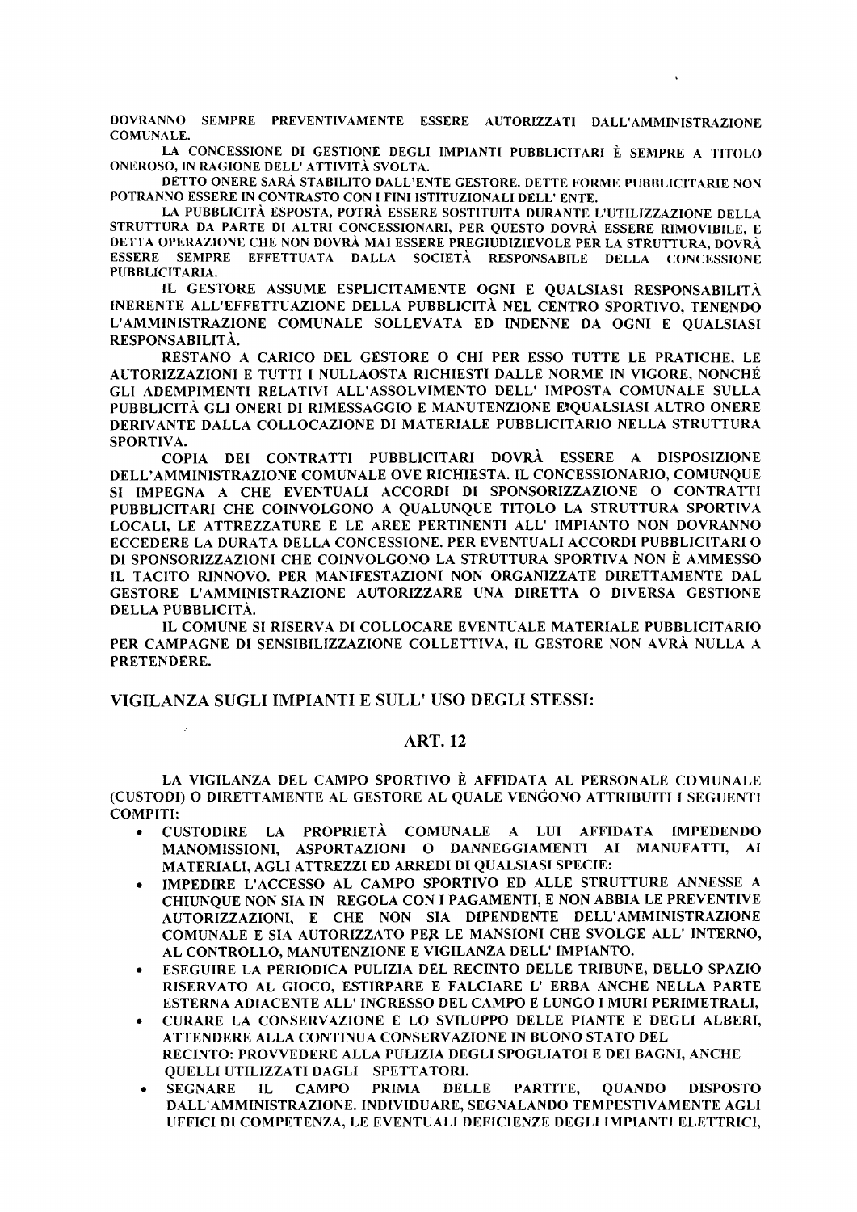DOVRANNO SEMPRE PREVENTIVAMENTE ESSERE AUTORIZZATI DALL'AMMINISTRAZIONE COMUNALE.

LA CONCESSIONE DI GESTIONE DEGLI IMPIANTI PUBBLICITARI È SEMPRE A TITOLO ONEROSO, IN RAGIONE DELL' ATTIVITÀ SVOLTA.

DETTO ONERE SARÀ STABILITO DALL'ENTE GESTORE. DETTE FORME PUBBLICITARIE NON POTRANNO ESSERE IN CONTRASTO CON I FINI ISTITUZIONALI DELL' ENTE.

LA PUBBLICITÀ ESPOSTA, POTRÀ ESSERE SOSTITUITA DURANTE L'UTILIZZAZIONE DELLA STRUTTURA DA PARTE DI ALTRI CONCESSIONARI, PER QUESTO DOVRÀ ESSERE RIMOVIBILE, E DETTA OPERAZIONE CHE NON DOVRÀ MAI ESSERE PREGIUDIZIEVOLE PER LA STRUTTURA, DOVRÀ ESSERE SEMPRE EFFETTUATA DALLA SOCIETÀ RESPONSABILE DELLA CONCESSIONE PUBBLICITARIA.

IL GESTORE ASSUME ESPLICITAMENTE OGNI E QUALSIASI RESPONSABILITÀ INERENTE ALL'EFFETTUAZIONE DELLA PUBBLICITÀ NEL CENTRO SPORTIVO, TENENDO L'AMMINISTRAZIONE COMUNALE SOLLEVATA ED INDENNE DA OGNI E QUALSIASI RESPONSABILITÀ.

RESTANO A CARICO DEL GESTORE O CHI PER ESSO TUTTE LE PRATICHE, LE AUTORIZZAZIONI E TUTTI I NULLAOSTA RICHIESTI DALLE NORME IN VIGORE, NONCHÉ GLI ADEMPIMENTI RELATIVI ALL'ASSOLVIMENTO DELL' IMPOSTA COMUNALE SULLA PUBBLICITÀ GLI ONERI DI RIMESSAGGIO E MANUTENZIONE E QUALSIASI ALTRO ONERE DERIVANTE DALLA COLLOCAZIONE DI MATERIALE PUBBLICITARIO NELLA STRUTTURA SPORTIVA.

COPIA DEI CONTRATTI PUBBLICITARI DOVRÀ ESSERE A DISPOSIZIONE DELL'AMMINISTRAZIONE COMUNALE OVE RICHIESTA. IL CONCESSIONARIO, COMUNQUE SI IMPEGNA A CHE EVENTUALI ACCORDI DI SPONSORIZZAZIONE O CONTRATTI PUBBLICITARI CHE COINVOLGONO A QUALUNQUE TITOLO LA STRUTTURA SPORTIVA LOCALI, LE ATTREZZATURE E LE AREE PERTINENTI ALL' IMPIANTO NON DOVRANNO ECCEDERE LA DURATA DELLA CONCESSIONE. PER EVENTUALI ACCORDI PUBBLICITARI O DI SPONSORIZZAZIONI CHE COINVOLGONO LA STRUTTURA SPORTIVA NON È AMMESSO IL TACITO RINNOVO. PER MANIFESTAZIONI NON ORGANIZZATE DIRETTAMENTE DAL GESTORE L'AMMINISTRAZIONE AUTORIZZARE UNA DIRETTA O DIVERSA GESTIONE DELLA PUBBLICITÀ.

IL COMUNE SI RISERVA DI COLLOCARE EVENTUALE MATERIALE PUBBLICITARIO PER CAMPAGNE DI SENSIBILIZZAZIONE COLLETTIVA, IL GESTORE NON AVRÀ NULLA A PRETENDERE.

## VIGILANZA SUGLI IMPIANTI E SULL' USO DEGLI STESSI:

### ART. 12

LA VIGILANZA DEL CAMPO SPORTIVO È AFFIDATA AL PERSONALE COMUNALE (CUSTODI) O DIRETTAMENTE AL GESTORE AL QUALE VENGONO ATTRIBUITI I SEGUENTI COMPITI:

- CUSTODIRE LA PROPRIETÀ COMUNALE A LUI AFFIDATA IMPEDENDO MANOMISSIONI, ASPORTAZIONI O DANNEGGIAMENTI AI MANUFATTI, AI MATERIALI, AGLI ATTREZZI ED ARREDI DI QUALSIASI SPECIE:
- IMPEDIRE L'ACCESSO AL CAMPO SPORTIVO ED ALLE STRUTTURE ANNESSE A CHIUNQUE NON SIA IN REGOLA CON I PAGAMENTI, E NON ABBIA LE PREVENTIVE AUTORIZZAZIONI, E CHE NON SIA DIPENDENTE DELL'AMMINISTRAZIONE COMUNALE E SIA AUTORIZZATO PER LE MANSIONI CHE SVOLGE ALL' INTERNO, AL CONTROLLO, MANUTENZIONE E VIGILANZA DELL' IMPIANTO.
- ESEGUIRE LA PERIODICA PULIZIA DEL RECINTO DELLE TRIBUNE, DELLO SPAZIO RISERVATO AL GIOCO, ESTIRPARE E FALCIARE L' ERBA ANCHE NELLA PARTE ESTERNA ADIACENTE ALL' INGRESSO DEL CAMPO E LUNGO I MURI PERIMETRALI,
- CURARE LA CONSERVAZIONE E LO SVILUPPO DELLE PIANTE E DEGLI ALBERI, ATTENDERE ALLA CONTINUA CONSERVAZIONE IN BUONO STATO DEL RECINTO: PROVVEDERE ALLA PULIZIA DEGLI SPOGLIATOI E DEI BAGNI, ANCHE QUELLI UTILIZZATI DAGLI SPETTATORI.
- SEGNARE IL CAMPO PRIMA DELLE PARTITE, QUANDO DISPOSTO DALL'AMMINISTRAZIONE. INDIVIDUARE, SEGNALANDO TEMPESTIVAMENTE AGLI UFFICI DI COMPETENZA, LE EVENTUALI DEFICIENZE DEGLI IMPIANTI ELETTRICI,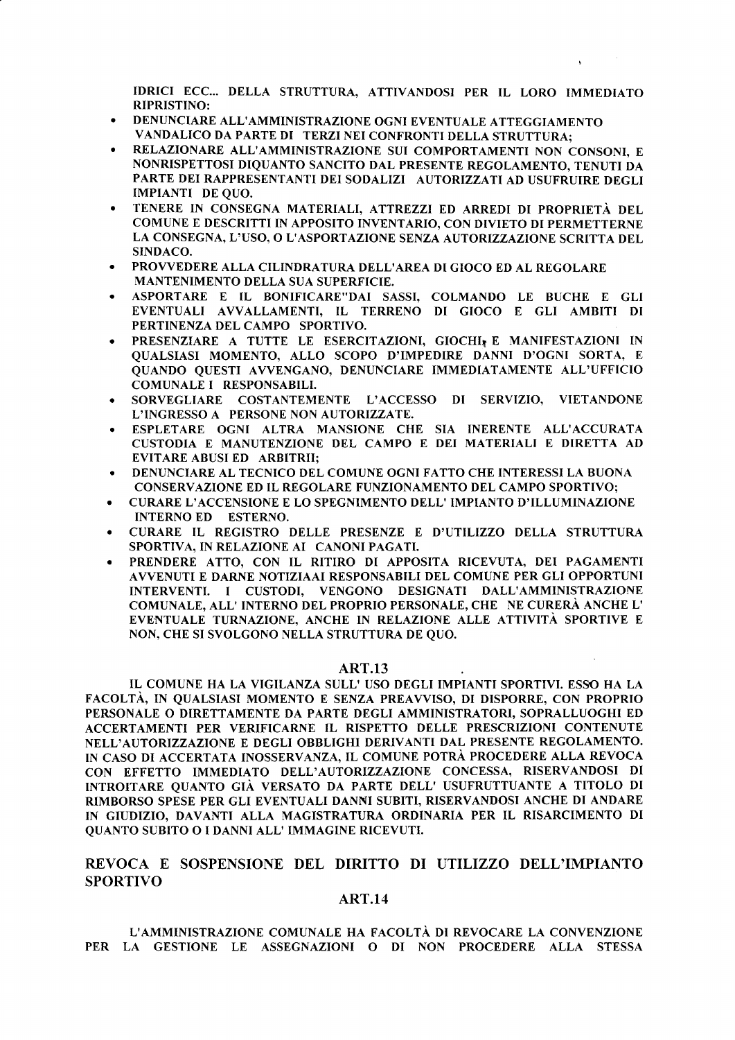IDRICI ECC... DELLA STRUTTURA, ATTIVANDOSI PER IL LORO IMMEDIATO RIPRISTINO:

- DENUNCIARE ALL'AMMINISTRAZIONE OGNI EVENTUALE ATTEGGIAMENTO VANDALICO DA PARTE DI TERZI NEI CONFRONTI DELLA STRUTTURA;
- RELAZIONARE ALL'AMMINISTRAZIONE SUI COMPORTAMENTI NON CONSONI, E NONRISPETTOSI DIQUANTO SANCITO DAL PRESENTE REGOLAMENTO, TENUTI DA PARTE DEI RAPPRESENTANTI DEI SODALIZI AUTORIZZATI AD USUFRUIRE DEGLI IMPIANTI DE QUO.
- TENERE IN CONSEGNA MATERIALI, ATTREZZI ED ARREDI DI PROPRIETÀ DEL COMUNE E DESCRITTI IN APPOSITO INVENTARIO, CON DIVIETO DI PERMETTERNE LA CONSEGNA, L'USO, O L'ASPORTAZIONE SENZA AUTORIZZAZIONE SCRITTA DEL SINDACO.
- PROVVEDERE ALLA CILINDRATURA DELL'AREA DI GIOCO ED AL REGOLARE MANTENIMENTO DELLA SUA SUPERFICIE.
- ASPORTARE E IL BONIFICARE"DAI SASSI, COLMANDO LE BUCHE E GLI EVENTUALI AVVALLAMENTI, IL TERRENO DI GIOCO E GLI AMBITI DI PERTINENZA DEL CAMPO SPORTIVO.
- PRESENZIARE A TUTTE LE ESERCITAZIONI, GIOCHI, E MANIFESTAZIONI IN QUALSIASI MOMENTO, ALLO SCOPO D'IMPEDIRE DANNI D'OGNI SORTA, E QUANDO QUESTI AVVENGANO, DENUNCIARE IMMEDIATAMENTE ALL'UFFICIO COMUNALE I RESPONSABILI.
- SORVEGLIARE COSTANTEMENTE L'ACCESSO DI SERVIZIO, VIETANDONE L'INGRESSO A PERSONE NON AUTORIZZATE.
- ESPLETARE OGNI ALTRA MANSIONE CHE SIA INERENTE ALL'ACCURATA CUSTODIA E MANUTENZIONE DEL CAMPO E DEI MATERIALI E DIRETTA AD EVITARE ABUSI ED ARBITRII;
- DENUNCIARE AL TECNICO DEL COMUNE OGNI FATTO CHE INTERESSI LA BUONA CONSERVAZIONE ED IL REGOLARE FUNZIONAMENTO DEL CAMPO SPORTIVO;
- CURARE L'ACCENSIONE E LO SPEGNIMENTO DELL' IMPIANTO D'ILLUMINAZIONE INTERNO ED ESTERNO.
- CURARE IL REGISTRO DELLE PRESENZE E D'UTILIZZO DELLA STRUTTURA SPORTIVA, IN RELAZIONE AI CANONI PAGATI.
- PRENDERE ATTO, CON IL RITIRO DI APPOSITA RICEVUTA, DEI PAGAMENTI AVVENUTI E DARNE NOTIZIAAI RESPONSABILI DEL COMUNE PER GLI OPPORTUNI INTERVENTI. I CUSTODI, VENGONO DESIGNATI DALL'AMMINISTRAZIONE COMUNALE, ALL' INTERNO DEL PROPRIO PERSONALE, CHE NE CURERÀ ANCHE L' EVENTUALE TURNAZIONE, ANCHE IN RELAZIONE ALLE ATTIVITÀ SPORTIVE E NON, CHE SI SVOLGONO NELLA STRUTTURA DE QUO.

### ART.13

IL COMUNE HA LA VIGILANZA SULL' USO DEGLI IMPIANTI SPORTIVI. ESSO HA LA FACOLTÀ, IN QUALSIASI MOMENTO E SENZA PREAVVISO, DI DISPORRE, CON PROPRIO PERSONALE O DIRETTAMENTE DA PARTE DEGLI AMMINISTRATORI, SOPRALLUOGHI ED ACCERTAMENTI PER VERIFICARNE IL RISPETTO DELLE PRESCRIZIONI CONTENUTE NELL'AUTORIZZAZIONE E DEGLI OBBLIGHI DERIVANTI DAL PRESENTE REGOLAMENTO. IN CASO DI ACCERTATA INOSSERVANZA, IL COMUNE POTRÀ PROCEDERE ALLA REVOCA CON EFFETTO IMMEDIATO DELL'AUTORIZZAZIONE CONCESSA, RISERVANDOSI DI INTROITARE QUANTO GIÀ VERSATO DA PARTE DELL' USUFRUTTUANTE A TITOLO DI RIMBORSO SPESE PER GLI EVENTUALI DANNI SUBITI, RISERVANDOSI ANCHE DI ANDARE IN GIUDIZIO, DAVANTI ALLA MAGISTRATURA ORDINARIA PER IL RISARCIMENTO DI QUANTO SUBITO O I DANNI ALL' IMMAGINE RICEVUTI.

## REVOCA E SOSPENSIONE DEL DIRITTO DI UTILIZZO DELL'IMPIANTO SPORTIVO

### ART.14

L'AMMINISTRAZIONE COMUNALE HA FACOLTÀ DI REVOCARE LA CONVENZIONE PER LA GESTIONE LE ASSEGNAZIONI O DI NON PROCEDERE ALLA STESSA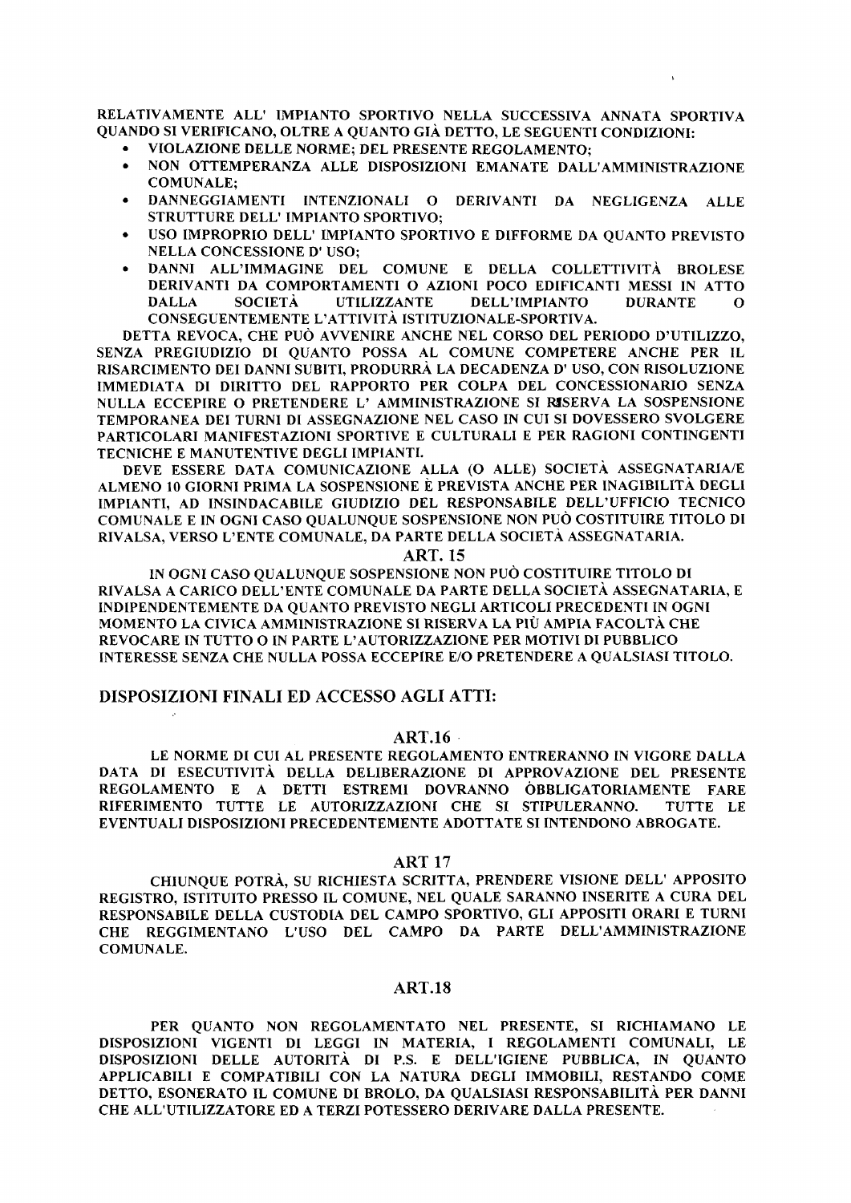RELATIVAMENTE ALL' IMPIANTO SPORTIVO NELLA SUCCESSIVA ANNATA SPORTIVA QUANDO SI VERIFICANO, OLTRE A QUANTO GIÀ DETTO, LE SEGUENTI CONDIZIONI:

- VIOLAZIONE DELLE NORME; DEL PRESENTE REGOLAMENTO;
- NON OTTEMPERANZA ALLE DISPOSIZIONI EMANATE DALL'AMMINISTRAZIONE COMUNALE;
- DANNEGGIAMENTI INTENZIONALI O DERIVANTI DA NEGLIGENZA ALLE STRUTTURE DELL' IMPIANTO SPORTIVO;
- USO IMPROPRIO DELL' IMPIANTO SPORTIVO E DIFFORME DA QUANTO PREVISTO NELLA CONCESSIONE D' USO;
- DANNI ALL'IMMAGINE DEL COMUNE E DELLA COLLETTIVITÀ BROLESE DERIVANTI DA COMPORTAMENTI O AZIONI POCO EDIFICANTI MESSI IN ATTO DALLA SOCIETÀ UTILIZZANTE DELL'IMPIANTO DURANTE O CONSEGUENTEMENTE L'ATTIVITÀ ISTITUZIONALE-SPORTIVA.

DETTA REVOCA, CHE PUÒ AVVENIRE ANCHE NEL CORSO DEL PERIODO D'UTILIZZO, SENZA PREGIUDIZIO DI QUANTO POSSA AL COMUNE COMPETERE ANCHE PER IL RISARCIMENTO DEI DANNI SUBITI, PRODURRÀ LA DECADENZA D' USO, CON RISOLUZIONE IMMEDIATA DI DIRITTO DEL RAPPORTO PER COLPA DEL CONCESSIONARIO SENZA NULLA ECCEPIRE O PRETENDERE L' AMMINISTRAZIONE SI RISERVA LA SOSPENSIONE TEMPORANEA DEI TURNI DI ASSEGNAZIONE NEL CASO IN CUI SI DOVESSERO SVOLGERE PARTICOLARI MANIFESTAZIONI SPORTIVE E CULTURALI E PER RAGIONI CONTINGENTI TECNICHE E MANUTENTIVE DEGLI IMPIANTI.

DEVE ESSERE DATA COMUNICAZIONE ALLA (O ALLE) SOCIETÀ ASSEGNATARIA/E ALMENO 10 GIORNI PRIMA LA SOSPENSIONE È PREVISTA ANCHE PER INAGIBILITÀ DEGLI IMPIANTI, AD INSINDACABILE GIUDIZIO DEL RESPONSABILE DELL'UFFICIO TECNICO COMUNALE E IN OGNI CASO QUALUNQUE SOSPENSIONE NON PUÒ COSTITUIRE TITOLO DI RIVALSA, VERSO L'ENTE COMUNALE, DA PARTE DELLA SOCIETÀ ASSEGNATARIA.

### ART. 15

IN OGNI CASO QUALUNQUE SOSPENSIONE NON PUÒ COSTITUIRE TITOLO DI RIVALSA A CARICO DELL'ENTE COMUNALE DA PARTE DELLA SOCIETÀ ASSEGNATARIA, E INDIPENDENTEMENTE DA QUANTO PREVISTO NEGLI ARTICOLI PRECEDENTI IN OGNI MOMENTO LA CIVICA AMMINISTRAZIONE SI RISERVA LA PIÙ AMPIA FACOLTÀ CHE REVOCARE IN TUTTO O IN PARTE L'AUTORIZZAZIONE PER MOTIVI DI PUBBLICO INTERESSE SENZA CHE NULLA POSSA ECCEPIRE E/O PRETENDERE A QUALSIASI TITOLO.

## DISPOSIZIONI FINALI ED ACCESSO AGLI ATTI:

### ART.16

LE NORME DI CUI AL PRESENTE REGOLAMENTO ENTRERANNO IN VIGORE DALLA DATA DI ESECUTIVITÀ DELLA DELIBERAZIONE DI APPROVAZIONE DEL PRESENTE REGOLAMENTO E A DETTI ESTREMI DOVRANNO ÒBBLIGATORIAMENTE FARE RIFERIMENTO TUTTE LE AUTORIZZAZIONI CHE SI STIPULERANNO. TUTTE LE EVENTUALI DISPOSIZIONI PRECEDENTEMENTE ADOTTATE SI INTENDONO ABROGATE.

### ART 17

CHIUNQUE POTRÀ, SU RICHIESTA SCRITTA, PRENDERE VISIONE DELL' APPOSITO REGISTRO, ISTITUITO PRESSO IL COMUNE, NEL QUALE SARANNO INSERITE A CURA DEL RESPONSABILE DELLA CUSTODIA DEL CAMPO SPORTIVO, GLI APPOSITI ORARI E TURNI CHE REGGIMENTANO L'USO DEL CAMPO DA PARTE DELL'AMMINISTRAZIONE COMUNALE.

### ART.18

PER QUANTO NON REGOLAMENTATO NEL PRESENTE, SI RICHIAMANO LE DISPOSIZIONI VIGENTI DI LEGGI IN MATERIA, I REGOLAMENTI COMUNALI, LE DISPOSIZIONI DELLE AUTORITÀ DI P.S. E DELL'IGIENE PUBBLICA, IN QUANTO APPLICABILI E COMPATIBILI CON LA NATURA DEGLI IMMOBILI, RESTANDO COME DETTO, ESONERATO IL COMUNE DI BROLO, DA QUALSIASI RESPONSABILITÀ PER DANNI CHE ALL'UTILIZZATORE ED A TERZI POTESSERO DERIVARE DALLA PRESENTE.